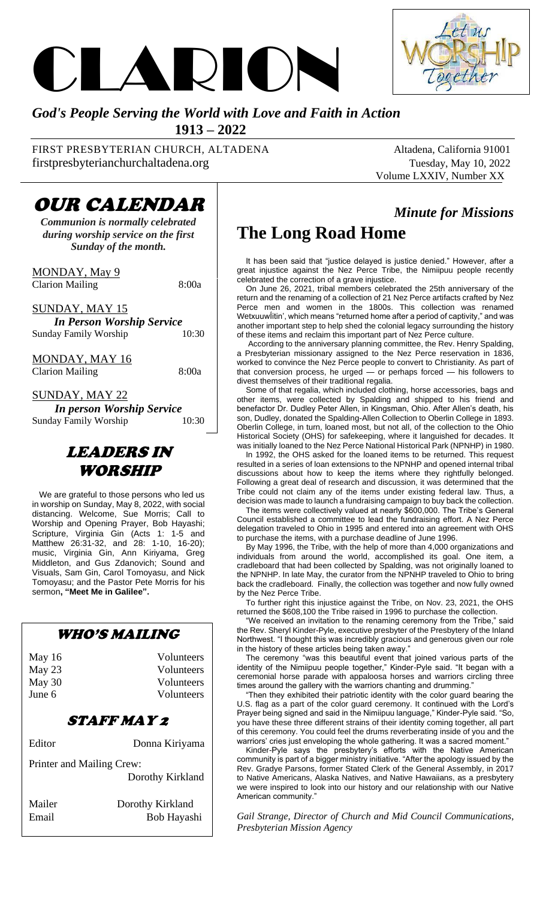# CLARION

*God's People Serving the World with Love and Faith in Action*

**1913 – 2022**

FIRST PRESBYTERIAN CHURCH, ALTADENA
firstpresbyterianchurchaltadena.org

Altadena, California 91001
Tuesday, May 10, 2022
Volume LXXIV, Number XX

## OUR CALENDAR

***Communion is normally celebrated during worship service on the first Sunday of the month.***

MONDAY, May 9
Clarion Mailing 8:00a

SUNDAY, MAY 15
*In Person Worship Service*
Sunday Family Worship 10:30

MONDAY, MAY 16
Clarion Mailing 8:00a

SUNDAY, MAY 22
*In person Worship Service*
Sunday Family Worship 10:30

## LEADERS IN WORSHIP

We are grateful to those persons who led us in worship on Sunday, May 8, 2022, with social distancing. Welcome, Sue Morris; Call to Worship and Opening Prayer, Bob Hayashi; Scripture, Virginia Gin (Acts 1: 1-5 and Matthew 26:31-32, and 28: 1-10, 16-20); music, Virginia Gin, Ann Kiriyama, Greg Middleton, and Gus Zdanovich; Sound and Visuals, Sam Gin, Carol Tomoyasu, and Nick Tomoyasu; and the Pastor Pete Morris for his sermon**, "Meet Me in Galilee".**

## WHO'S MAILING

| | |
|---|---|
| May 16 | Volunteers |
| May 23 | Volunteers |
| May 30 | Volunteers |
| June 6 | Volunteers |

## STAFF MAY 2

Editor Donna Kiriyama

Printer and Mailing Crew: Dorothy Kirkland

Mailer Dorothy Kirkland
Email Bob Hayashi

## *Minute for Missions*

# The Long Road Home

It has been said that "justice delayed is justice denied." However, after a great injustice against the Nez Perce Tribe, the Nimiipuu people recently celebrated the correction of a grave injustice.

On June 26, 2021, tribal members celebrated the 25th anniversary of the return and the renaming of a collection of 21 Nez Perce artifacts crafted by Nez Perce men and women in the 1800s. This collection was renamed Wetxuuwíitin', which means "returned home after a period of captivity," and was another important step to help shed the colonial legacy surrounding the history of these items and reclaim this important part of Nez Perce culture.

According to the anniversary planning committee, the Rev. Henry Spalding, a Presbyterian missionary assigned to the Nez Perce reservation in 1836, worked to convince the Nez Perce people to convert to Christianity. As part of that conversion process, he urged — or perhaps forced — his followers to divest themselves of their traditional regalia.

Some of that regalia, which included clothing, horse accessories, bags and other items, were collected by Spalding and shipped to his friend and benefactor Dr. Dudley Peter Allen, in Kingsman, Ohio. After Allen's death, his son, Dudley, donated the Spalding-Allen Collection to Oberlin College in 1893. Oberlin College, in turn, loaned most, but not all, of the collection to the Ohio Historical Society (OHS) for safekeeping, where it languished for decades. It was initially loaned to the Nez Perce National Historical Park (NPNHP) in 1980.

In 1992, the OHS asked for the loaned items to be returned. This request resulted in a series of loan extensions to the NPNHP and opened internal tribal discussions about how to keep the items where they rightfully belonged. Following a great deal of research and discussion, it was determined that the Tribe could not claim any of the items under existing federal law. Thus, a decision was made to launch a fundraising campaign to buy back the collection.

The items were collectively valued at nearly $600,000. The Tribe's General Council established a committee to lead the fundraising effort. A Nez Perce delegation traveled to Ohio in 1995 and entered into an agreement with OHS to purchase the items, with a purchase deadline of June 1996.

By May 1996, the Tribe, with the help of more than 4,000 organizations and individuals from around the world, accomplished its goal. One item, a cradleboard that had been collected by Spalding, was not originally loaned to the NPNHP. In late May, the curator from the NPNHP traveled to Ohio to bring back the cradleboard. Finally, the collection was together and now fully owned by the Nez Perce Tribe.

To further right this injustice against the Tribe, on Nov. 23, 2021, the OHS returned the $608,100 the Tribe raised in 1996 to purchase the collection.

"We received an invitation to the renaming ceremony from the Tribe," said the Rev. Sheryl Kinder-Pyle, executive presbyter of the Presbytery of the Inland Northwest. "I thought this was incredibly gracious and generous given our role in the history of these articles being taken away."

The ceremony "was this beautiful event that joined various parts of the identity of the Nimiipuu people together," Kinder-Pyle said. "It began with a ceremonial horse parade with appaloosa horses and warriors circling three times around the gallery with the warriors chanting and drumming."

"Then they exhibited their patriotic identity with the color guard bearing the U.S. flag as a part of the color guard ceremony. It continued with the Lord's Prayer being signed and said in the Nimiipuu language," Kinder-Pyle said. "So, you have these three different strains of their identity coming together, all part of this ceremony. You could feel the drums reverberating inside of you and the warriors' cries just enveloping the whole gathering. It was a sacred moment."

Kinder-Pyle says the presbytery's efforts with the Native American community is part of a bigger ministry initiative. "After the apology issued by the Rev. Gradye Parsons, former Stated Clerk of the General Assembly, in 2017 to Native Americans, Alaska Natives, and Native Hawaiians, as a presbytery we were inspired to look into our history and our relationship with our Native American community."

*Gail Strange, Director of Church and Mid Council Communications, Presbyterian Mission Agency*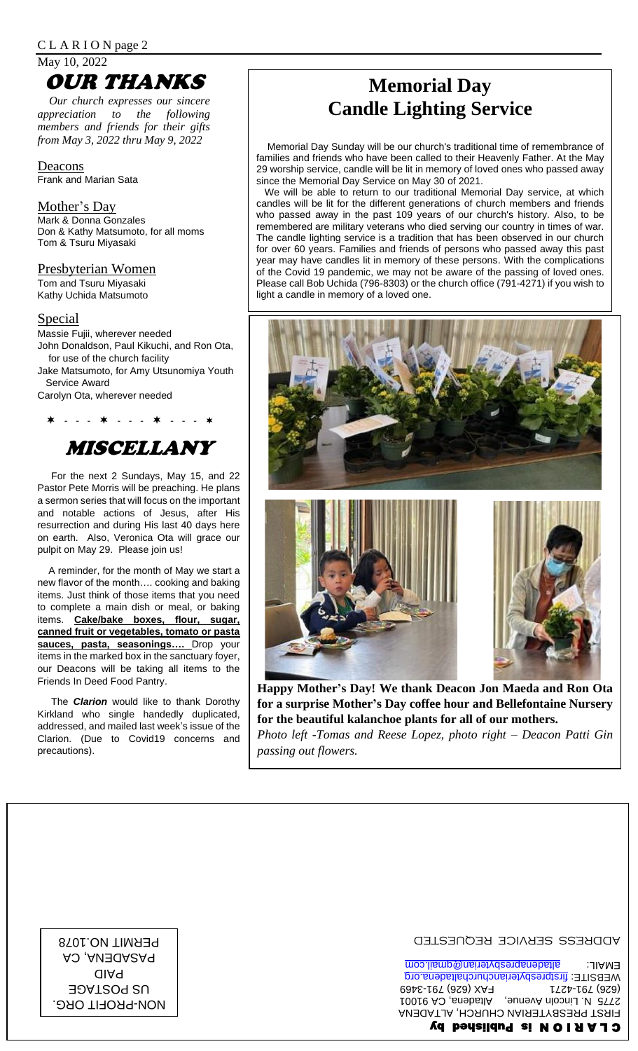May 10, 2022

# OUR THANKS

*Our church expresses our sincere appreciation to the following members and friends for their gifts from May 3, 2022 thru May 9, 2022*

**Deacons**
Frank and Marian Sata

**Mother's Day**
Mark & Donna Gonzales
Don & Kathy Matsumoto, for all moms
Tom & Tsuru Miyasaki

**Presbyterian Women**
Tom and Tsuru Miyasaki
Kathy Uchida Matsumoto

**Special**
Massie Fujii, wherever needed
John Donaldson, Paul Kikuchi, and Ron Ota, for use of the church facility
Jake Matsumoto, for Amy Utsunomiya Youth Service Award
Carolyn Ota, wherever needed

\* - - - \* - - - \* - - - \*

# MISCELLANY

For the next 2 Sundays, May 15, and 22 Pastor Pete Morris will be preaching. He plans a sermon series that will focus on the important and notable actions of Jesus, after His resurrection and during His last 40 days here on earth. Also, Veronica Ota will grace our pulpit on May 29. Please join us!

A reminder, for the month of May we start a new flavor of the month…. cooking and baking items. Just think of those items that you need to complete a main dish or meal, or baking items. **Cake/bake boxes, flour, sugar, canned fruit or vegetables, tomato or pasta sauces, pasta, seasonings….** Drop your items in the marked box in the sanctuary foyer, our Deacons will be taking all items to the Friends In Deed Food Pantry.

The ***Clarion*** would like to thank Dorothy Kirkland who single handedly duplicated, addressed, and mailed last week's issue of the Clarion. (Due to Covid19 concerns and precautions).

# Memorial Day Candle Lighting Service

Memorial Day Sunday will be our church's traditional time of remembrance of families and friends who have been called to their Heavenly Father. At the May 29 worship service, candle will be lit in memory of loved ones who passed away since the Memorial Day Service on May 30 of 2021.

We will be able to return to our traditional Memorial Day service, at which candles will be lit for the different generations of church members and friends who passed away in the past 109 years of our church's history. Also, to be remembered are military veterans who died serving our country in times of war. The candle lighting service is a tradition that has been observed in our church for over 60 years. Families and friends of persons who passed away this past year may have candles lit in memory of these persons. With the complications of the Covid 19 pandemic, we may not be aware of the passing of loved ones. Please call Bob Uchida (796-8303) or the church office (791-4271) if you wish to light a candle in memory of a loved one.

**Happy Mother's Day! We thank Deacon Jon Maeda and Ron Ota for a surprise Mother's Day coffee hour and Bellefontaine Nursery for the beautiful kalanchoe plants for all of our mothers.**

*Photo left -Tomas and Reese Lopez, photo right – Deacon Patti Gin passing out flowers.*

**CLARION is Published by**
FIRST PRESBYTERIAN CHURCH, ALTADENA
2775 N. Lincoln Avenue, Altadena, CA 91001
(626) 791-4271 FAX (626) 791-3469
WEBSITE: firstpresbyterianchurchaltadena.org
EMAIL: altadenapresbyterian@gmail.com

ADDRESS SERVICE REQUESTED

NON-PROFIT ORG.
US POSTAGE
PAID
PASADENA, CA
PERMIT NO.1078